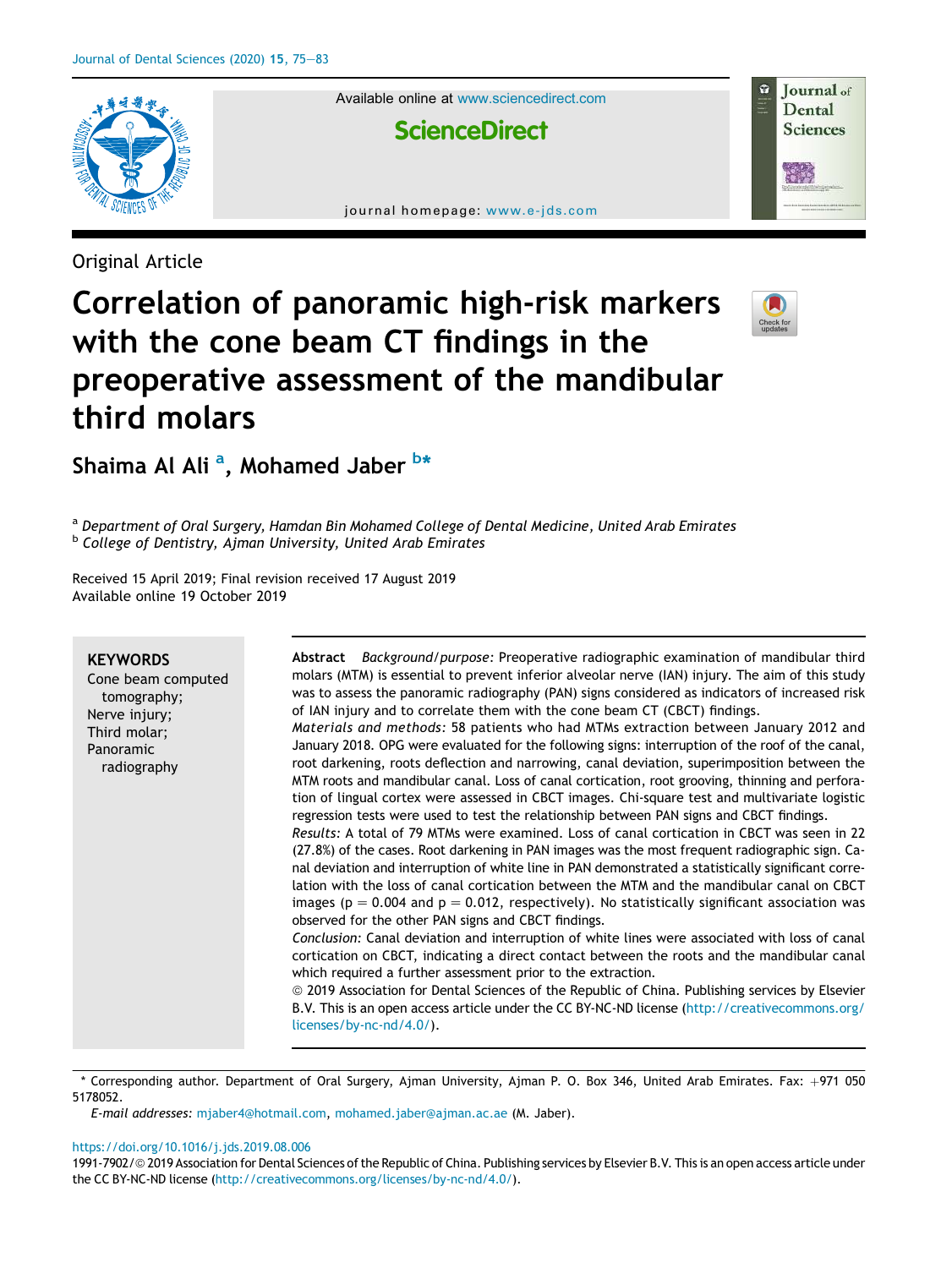Original Article

# Correlation of panoramic high-risk markers with the cone beam CT findings in the preoperative assessment of the mandibular third molars

Shaima Al Ali [a], Mohamed Jaber [b*]

[a] *Department of Oral Surgery, Hamdan Bin Mohamed College of Dental Medicine, United Arab Emirates*
[b] *College of Dentistry, Ajman University, United Arab Emirates*

Received 15 April 2019; Final revision received 17 August 2019
Available online 19 October 2019

**KEYWORDS**
Cone beam computed tomography;
Nerve injury;
Third molar;
Panoramic radiography

**Abstract** *Background/purpose:* Preoperative radiographic examination of mandibular third molars (MTM) is essential to prevent inferior alveolar nerve (IAN) injury. The aim of this study was to assess the panoramic radiography (PAN) signs considered as indicators of increased risk of IAN injury and to correlate them with the cone beam CT (CBCT) findings.

*Materials and methods:* 58 patients who had MTMs extraction between January 2012 and January 2018. OPG were evaluated for the following signs: interruption of the roof of the canal, root darkening, roots deflection and narrowing, canal deviation, superimposition between the MTM roots and mandibular canal. Loss of canal cortication, root grooving, thinning and perforation of lingual cortex were assessed in CBCT images. Chi-square test and multivariate logistic regression tests were used to test the relationship between PAN signs and CBCT findings.

*Results:* A total of 79 MTMs were examined. Loss of canal cortication in CBCT was seen in 22 (27.8%) of the cases. Root darkening in PAN images was the most frequent radiographic sign. Canal deviation and interruption of white line in PAN demonstrated a statistically significant correlation with the loss of canal cortication between the MTM and the mandibular canal on CBCT images ($p = 0.004$ and $p = 0.012$, respectively). No statistically significant association was observed for the other PAN signs and CBCT findings.

*Conclusion:* Canal deviation and interruption of white lines were associated with loss of canal cortication on CBCT, indicating a direct contact between the roots and the mandibular canal which required a further assessment prior to the extraction.

© 2019 Association for Dental Sciences of the Republic of China. Publishing services by Elsevier B.V. This is an open access article under the CC BY-NC-ND license (http://creativecommons.org/licenses/by-nc-nd/4.0/).

\* Corresponding author. Department of Oral Surgery, Ajman University, Ajman P. O. Box 346, United Arab Emirates. Fax: +971 050 5178052.

*E-mail addresses:* mjaber4@hotmail.com, mohamed.jaber@ajman.ac.ae (M. Jaber).

https://doi.org/10.1016/j.jds.2019.08.006
1991-7902/© 2019 Association for Dental Sciences of the Republic of China. Publishing services by Elsevier B.V. This is an open access article under the CC BY-NC-ND license (http://creativecommons.org/licenses/by-nc-nd/4.0/).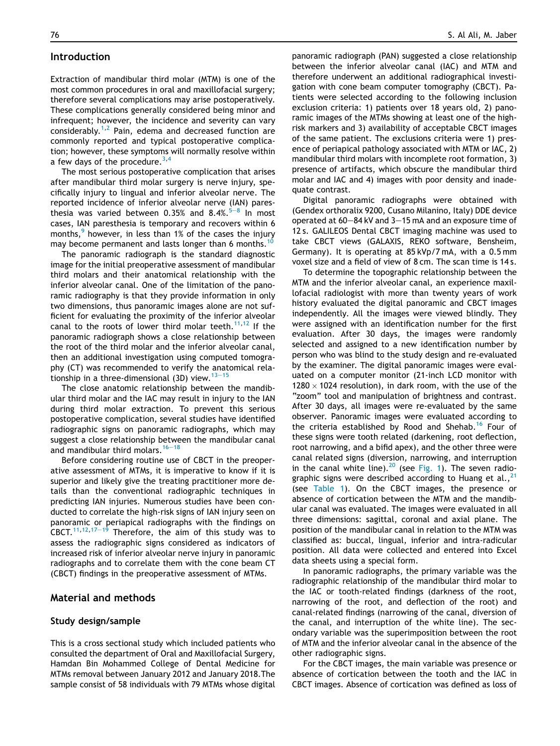## Introduction

Extraction of mandibular third molar (MTM) is one of the most common procedures in oral and maxillofacial surgery; therefore several complications may arise postoperatively. These complications generally considered being minor and infrequent; however, the incidence and severity can vary considerably.[1,2] Pain, edema and decreased function are commonly reported and typical postoperative complication; however, these symptoms will normally resolve within a few days of the procedure.[3,4]

The most serious postoperative complication that arises after mandibular third molar surgery is nerve injury, specifically injury to lingual and inferior alveolar nerve. The reported incidence of inferior alveolar nerve (IAN) paresthesia was varied between 0.35% and 8.4%.[5–8] In most cases, IAN paresthesia is temporary and recovers within 6 months,[9] however, in less than 1% of the cases the injury may become permanent and lasts longer than 6 months.[10]

The panoramic radiograph is the standard diagnostic image for the initial preoperative assessment of mandibular third molars and their anatomical relationship with the inferior alveolar canal. One of the limitation of the panoramic radiography is that they provide information in only two dimensions, thus panoramic images alone are not sufficient for evaluating the proximity of the inferior alveolar canal to the roots of lower third molar teeth.[11,12] If the panoramic radiograph shows a close relationship between the root of the third molar and the inferior alveolar canal, then an additional investigation using computed tomography (CT) was recommended to verify the anatomical relationship in a three-dimensional (3D) view.[13–15]

The close anatomic relationship between the mandibular third molar and the IAC may result in injury to the IAN during third molar extraction. To prevent this serious postoperative complication, several studies have identified radiographic signs on panoramic radiographs, which may suggest a close relationship between the mandibular canal and mandibular third molars.[16–18]

Before considering routine use of CBCT in the preoperative assessment of MTMs, it is imperative to know if it is superior and likely give the treating practitioner more details than the conventional radiographic techniques in predicting IAN injuries. Numerous studies have been conducted to correlate the high-risk signs of IAN injury seen on panoramic or periapical radiographs with the findings on CBCT.[11,12,17–19] Therefore, the aim of this study was to assess the radiographic signs considered as indicators of increased risk of inferior alveolar nerve injury in panoramic radiographs and to correlate them with the cone beam CT (CBCT) findings in the preoperative assessment of MTMs.

## Material and methods

### Study design/sample

This is a cross sectional study which included patients who consulted the department of Oral and Maxillofacial Surgery, Hamdan Bin Mohammed College of Dental Medicine for MTMs removal between January 2012 and January 2018. The sample consist of 58 individuals with 79 MTMs whose digital panoramic radiograph (PAN) suggested a close relationship between the inferior alveolar canal (IAC) and MTM and therefore underwent an additional radiographical investigation with cone beam computer tomography (CBCT). Patients were selected according to the following inclusion exclusion criteria: 1) patients over 18 years old, 2) panoramic images of the MTMs showing at least one of the high-risk markers and 3) availability of acceptable CBCT images of the same patient. The exclusions criteria were 1) presence of periapical pathology associated with MTM or IAC, 2) mandibular third molars with incomplete root formation, 3) presence of artifacts, which obscure the mandibular third molar and IAC and 4) images with poor density and inadequate contrast.

Digital panoramic radiographs were obtained with (Gendex orthoralix 9200, Cusano Milanino, Italy) DDE device operated at 60–84 kV and 3–15 mA and an exposure time of 12 s. GALILEOS Dental CBCT imaging machine was used to take CBCT views (GALAXIS, REKO software, Bensheim, Germany). It is operating at 85 kVp/7 mA, with a 0.5 mm voxel size and a field of view of 8 cm. The scan time is 14 s.

To determine the topographic relationship between the MTM and the inferior alveolar canal, an experience maxillofacial radiologist with more than twenty years of work history evaluated the digital panoramic and CBCT images independently. All the images were viewed blindly. They were assigned with an identification number for the first evaluation. After 30 days, the images were randomly selected and assigned to a new identification number by person who was blind to the study design and re-evaluated by the examiner. The digital panoramic images were evaluated on a computer monitor (21-inch LCD monitor with $1280 \times 1024$ resolution), in dark room, with the use of the "zoom" tool and manipulation of brightness and contrast. After 30 days, all images were re-evaluated by the same observer. Panoramic images were evaluated according to the criteria established by Rood and Shehab.[16] Four of these signs were tooth related (darkening, root deflection, root narrowing, and a bifid apex), and the other three were canal related signs (diversion, narrowing, and interruption in the canal white line).[20] (see Fig. 1). The seven radiographic signs were described according to Huang et al.,[21] (see Table 1). On the CBCT images, the presence or absence of cortication between the MTM and the mandibular canal was evaluated. The images were evaluated in all three dimensions: sagittal, coronal and axial plane. The position of the mandibular canal in relation to the MTM was classified as: buccal, lingual, inferior and intra-radicular position. All data were collected and entered into Excel data sheets using a special form.

In panoramic radiographs, the primary variable was the radiographic relationship of the mandibular third molar to the IAC or tooth-related findings (darkness of the root, narrowing of the root, and deflection of the root) and canal-related findings (narrowing of the canal, diversion of the canal, and interruption of the white line). The secondary variable was the superimposition between the root of MTM and the inferior alveolar canal in the absence of the other radiographic signs.

For the CBCT images, the main variable was presence or absence of cortication between the tooth and the IAC in CBCT images. Absence of cortication was defined as loss of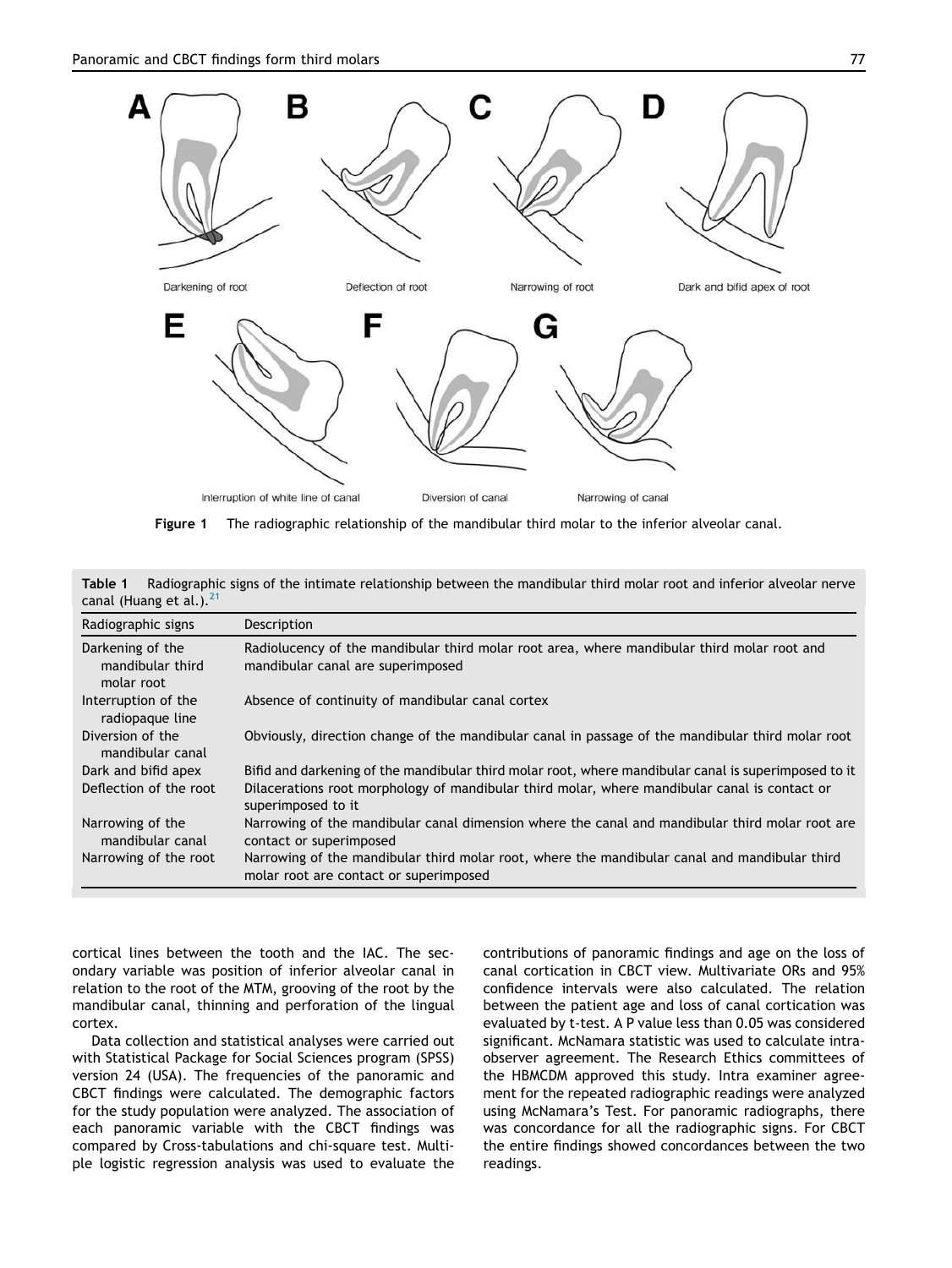Darkening of root

Deflection of root

Narrowing of root

Dark and bifid apex of root

Interruption of white line of canal

Diversion of canal

Narrowing of canal

**Figure 1** The radiographic relationship of the mandibular third molar to the inferior alveolar canal.

**Table 1** Radiographic signs of the intimate relationship between the mandibular third molar root and inferior alveolar nerve canal (Huang et al.).[21]

| Radiographic signs | Description |
| --- | --- |
| Darkening of the mandibular third molar root | Radiolucency of the mandibular third molar root area, where mandibular third molar root and mandibular canal are superimposed |
| Interruption of the radiopaque line | Absence of continuity of mandibular canal cortex |
| Diversion of the mandibular canal | Obviously, direction change of the mandibular canal in passage of the mandibular third molar root |
| Dark and bifid apex | Bifid and darkening of the mandibular third molar root, where mandibular canal is superimposed to it |
| Deflection of the root | Dilacerations root morphology of mandibular third molar, where mandibular canal is contact or superimposed to it |
| Narrowing of the mandibular canal | Narrowing of the mandibular canal dimension where the canal and mandibular third molar root are contact or superimposed |
| Narrowing of the root | Narrowing of the mandibular third molar root, where the mandibular canal and mandibular third molar root are contact or superimposed |

cortical lines between the tooth and the IAC. The secondary variable was position of inferior alveolar canal in relation to the root of the MTM, grooving of the root by the mandibular canal, thinning and perforation of the lingual cortex.

Data collection and statistical analyses were carried out with Statistical Package for Social Sciences program (SPSS) version 24 (USA). The frequencies of the panoramic and CBCT findings were calculated. The demographic factors for the study population were analyzed. The association of each panoramic variable with the CBCT findings was compared by Cross-tabulations and chi-square test. Multiple logistic regression analysis was used to evaluate the contributions of panoramic findings and age on the loss of canal cortication in CBCT view. Multivariate ORs and 95% confidence intervals were also calculated. The relation between the patient age and loss of canal cortication was evaluated by t-test. A P value less than 0.05 was considered significant. McNamara statistic was used to calculate intra-observer agreement. The Research Ethics committees of the HBMCDM approved this study. Intra examiner agreement for the repeated radiographic readings were analyzed using McNamara's Test. For panoramic radiographs, there was concordance for all the radiographic signs. For CBCT the entire findings showed concordances between the two readings.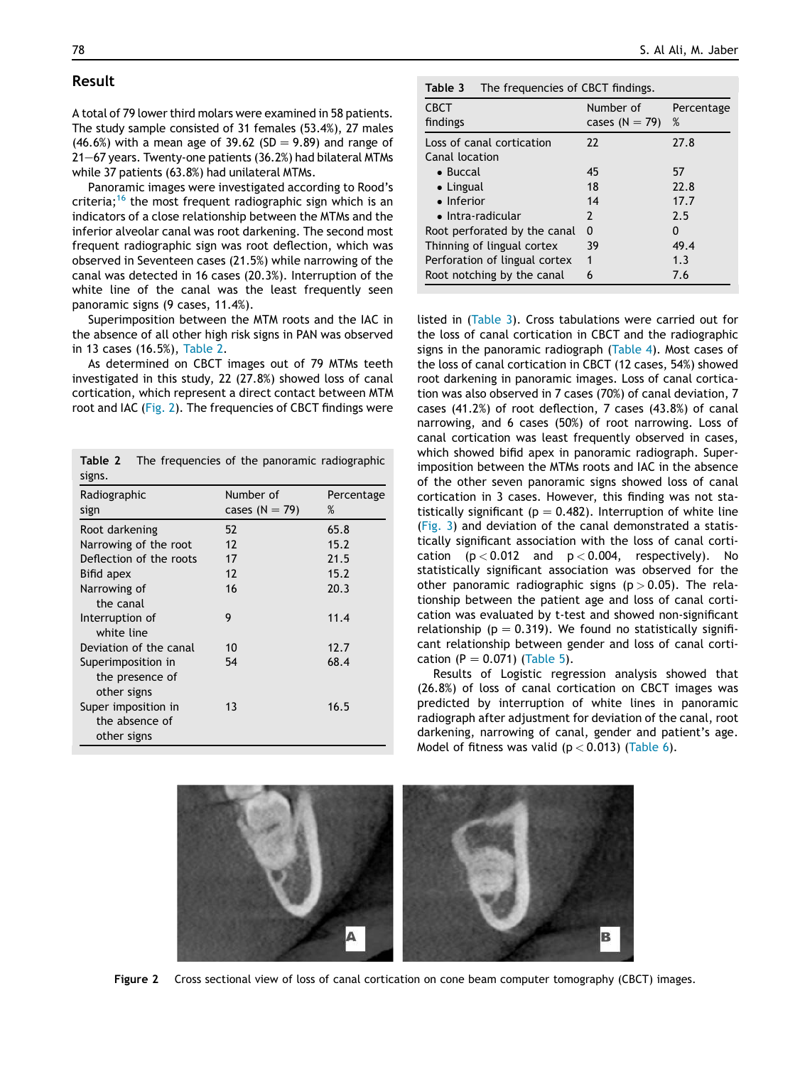## Result

A total of 79 lower third molars were examined in 58 patients. The study sample consisted of 31 females (53.4%), 27 males (46.6%) with a mean age of 39.62 (SD = 9.89) and range of 21–67 years. Twenty-one patients (36.2%) had bilateral MTMs while 37 patients (63.8%) had unilateral MTMs.

Panoramic images were investigated according to Rood's criteria;[16] the most frequent radiographic sign which is an indicators of a close relationship between the MTMs and the inferior alveolar canal was root darkening. The second most frequent radiographic sign was root deflection, which was observed in Seventeen cases (21.5%) while narrowing of the canal was detected in 16 cases (20.3%). Interruption of the white line of the canal was the least frequently seen panoramic signs (9 cases, 11.4%).

Superimposition between the MTM roots and the IAC in the absence of all other high risk signs in PAN was observed in 13 cases (16.5%), Table 2.

As determined on CBCT images out of 79 MTMs teeth investigated in this study, 22 (27.8%) showed loss of canal cortication, which represent a direct contact between MTM root and IAC (Fig. 2). The frequencies of CBCT findings were listed in (Table 3). Cross tabulations were carried out for the loss of canal cortication in CBCT and the radiographic signs in the panoramic radiograph (Table 4). Most cases of the loss of canal cortication in CBCT (12 cases, 54%) showed root darkening in panoramic images. Loss of canal cortication was also observed in 7 cases (70%) of canal deviation, 7 cases (41.2%) of root deflection, 7 cases (43.8%) of canal narrowing, and 6 cases (50%) of root narrowing. Loss of canal cortication was least frequently observed in cases, which showed bifid apex in panoramic radiograph. Superimposition between the MTMs roots and IAC in the absence of the other seven panoramic signs showed loss of canal cortication in 3 cases. However, this finding was not statistically significant ($p = 0.482$). Interruption of white line (Fig. 3) and deviation of the canal demonstrated a statistically significant association with the loss of canal cortication ($p < 0.012$ and $p < 0.004$, respectively). No statistically significant association was observed for the other panoramic radiographic signs ($p > 0.05$). The relationship between the patient age and loss of canal cortication was evaluated by t-test and showed non-significant relationship ($p = 0.319$). We found no statistically significant relationship between gender and loss of canal cortication ($P = 0.071$) (Table 5).

Results of Logistic regression analysis showed that (26.8%) of loss of canal cortication on CBCT images was predicted by interruption of white lines in panoramic radiograph after adjustment for deviation of the canal, root darkening, narrowing of canal, gender and patient's age. Model of fitness was valid ($p < 0.013$) (Table 6).

**Table 2** The frequencies of the panoramic radiographic signs.

| Radiographic sign | Number of cases (N = 79) | Percentage % |
|---|---|---|
| Root darkening | 52 | 65.8 |
| Narrowing of the root | 12 | 15.2 |
| Deflection of the roots | 17 | 21.5 |
| Bifid apex | 12 | 15.2 |
| Narrowing of the canal | 16 | 20.3 |
| Interruption of white line | 9 | 11.4 |
| Deviation of the canal | 10 | 12.7 |
| Superimposition in the presence of other signs | 54 | 68.4 |
| Super imposition in the absence of other signs | 13 | 16.5 |

**Table 3** The frequencies of CBCT findings.

| CBCT findings | Number of cases (N = 79) | Percentage % |
|---|---|---|
| Loss of canal cortication | 22 | 27.8 |
| Canal location | | |
| • Buccal | 45 | 57 |
| • Lingual | 18 | 22.8 |
| • Inferior | 14 | 17.7 |
| • Intra-radicular | 2 | 2.5 |
| Root perforated by the canal | 0 | 0 |
| Thinning of lingual cortex | 39 | 49.4 |
| Perforation of lingual cortex | 1 | 1.3 |
| Root notching by the canal | 6 | 7.6 |

**Figure 2** Cross sectional view of loss of canal cortication on cone beam computer tomography (CBCT) images.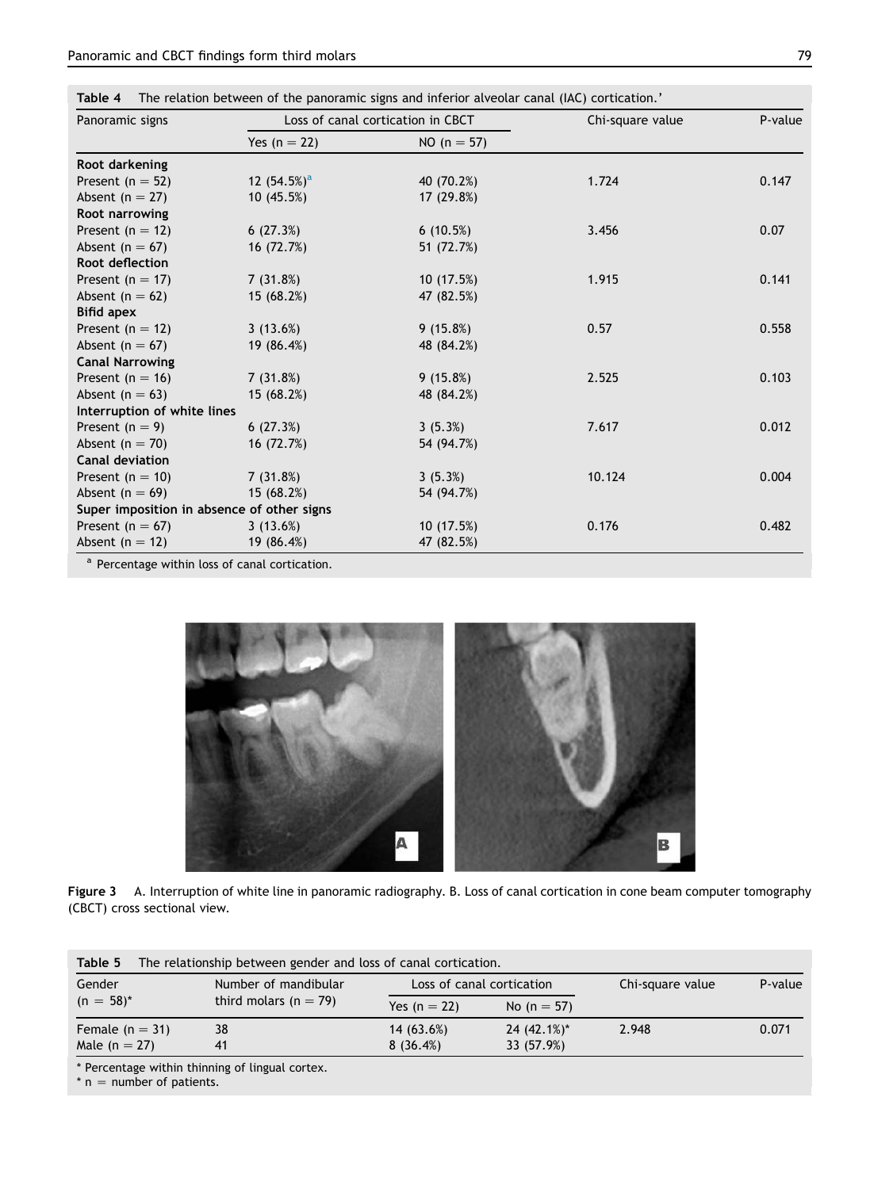**Table 4** The relation between of the panoramic signs and inferior alveolar canal (IAC) cortication.'

| Panoramic signs | Loss of canal cortication in CBCT | | Chi-square value | P-value |
|---|---|---|---|---|
| | Yes (n = 22) | NO (n = 57) | | |
| **Root darkening** | | | | |
| Present (n = 52) | 12 (54.5%)[a] | 40 (70.2%) | 1.724 | 0.147 |
| Absent (n = 27) | 10 (45.5%) | 17 (29.8%) | | |
| **Root narrowing** | | | | |
| Present (n = 12) | 6 (27.3%) | 6 (10.5%) | 3.456 | 0.07 |
| Absent (n = 67) | 16 (72.7%) | 51 (72.7%) | | |
| **Root deflection** | | | | |
| Present (n = 17) | 7 (31.8%) | 10 (17.5%) | 1.915 | 0.141 |
| Absent (n = 62) | 15 (68.2%) | 47 (82.5%) | | |
| **Bifid apex** | | | | |
| Present (n = 12) | 3 (13.6%) | 9 (15.8%) | 0.57 | 0.558 |
| Absent (n = 67) | 19 (86.4%) | 48 (84.2%) | | |
| **Canal Narrowing** | | | | |
| Present (n = 16) | 7 (31.8%) | 9 (15.8%) | 2.525 | 0.103 |
| Absent (n = 63) | 15 (68.2%) | 48 (84.2%) | | |
| **Interruption of white lines** | | | | |
| Present (n = 9) | 6 (27.3%) | 3 (5.3%) | 7.617 | 0.012 |
| Absent (n = 70) | 16 (72.7%) | 54 (94.7%) | | |
| **Canal deviation** | | | | |
| Present (n = 10) | 7 (31.8%) | 3 (5.3%) | 10.124 | 0.004 |
| Absent (n = 69) | 15 (68.2%) | 54 (94.7%) | | |
| **Super imposition in absence of other signs** | | | | |
| Present (n = 67) | 3 (13.6%) | 10 (17.5%) | 0.176 | 0.482 |
| Absent (n = 12) | 19 (86.4%) | 47 (82.5%) | | |

[a] Percentage within loss of canal cortication.

**Figure 3** A. Interruption of white line in panoramic radiography. B. Loss of canal cortication in cone beam computer tomography (CBCT) cross sectional view.

**Table 5** The relationship between gender and loss of canal cortication.

| Gender (n = 58)* | Number of mandibular third molars (n = 79) | Loss of canal cortication | | Chi-square value | P-value |
|---|---|---|---|---|---|
| | | Yes (n = 22) | No (n = 57) | | |
| Female (n = 31) | 38 | 14 (63.6%) | 24 (42.1%)* | 2.948 | 0.071 |
| Male (n = 27) | 41 | 8 (36.4%) | 33 (57.9%) | | |

* Percentage within thinning of lingual cortex.
* n = number of patients.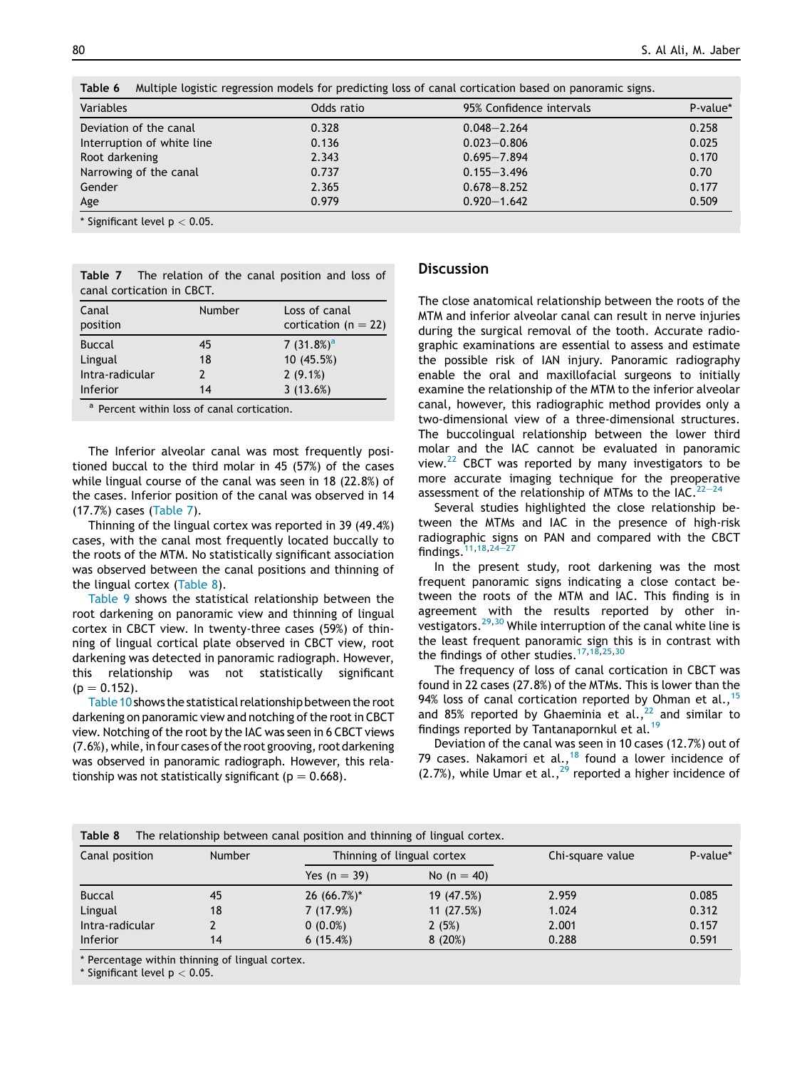**Table 6** Multiple logistic regression models for predicting loss of canal cortication based on panoramic signs.

| Variables | Odds ratio | 95% Confidence intervals | P-value* |
|---|---|---|---|
| Deviation of the canal | 0.328 | 0.048–2.264 | 0.258 |
| Interruption of white line | 0.136 | 0.023–0.806 | 0.025 |
| Root darkening | 2.343 | 0.695–7.894 | 0.170 |
| Narrowing of the canal | 0.737 | 0.155–3.496 | 0.70 |
| Gender | 2.365 | 0.678–8.252 | 0.177 |
| Age | 0.979 | 0.920–1.642 | 0.509 |

* Significant level $p < 0.05$.

**Table 7** The relation of the canal position and loss of canal cortication in CBCT.

| Canal position | Number | Loss of canal cortication (n = 22) |
|---|---|---|
| Buccal | 45 | 7 (31.8%)[a] |
| Lingual | 18 | 10 (45.5%) |
| Intra-radicular | 2 | 2 (9.1%) |
| Inferior | 14 | 3 (13.6%) |

[a] Percent within loss of canal cortication.

The Inferior alveolar canal was most frequently positioned buccal to the third molar in 45 (57%) of the cases while lingual course of the canal was seen in 18 (22.8%) of the cases. Inferior position of the canal was observed in 14 (17.7%) cases (Table 7).

Thinning of the lingual cortex was reported in 39 (49.4%) cases, with the canal most frequently located buccally to the roots of the MTM. No statistically significant association was observed between the canal positions and thinning of the lingual cortex (Table 8).

Table 9 shows the statistical relationship between the root darkening on panoramic view and thinning of lingual cortex in CBCT view. In twenty-three cases (59%) of thinning of lingual cortical plate observed in CBCT view, root darkening was detected in panoramic radiograph. However, this relationship was not statistically significant ($p = 0.152$).

Table 10 shows the statistical relationship between the root darkening on panoramic view and notching of the root in CBCT view. Notching of the root by the IAC was seen in 6 CBCT views (7.6%), while, in four cases of the root grooving, root darkening was observed in panoramic radiograph. However, this relationship was not statistically significant ($p = 0.668$).

## Discussion

The close anatomical relationship between the roots of the MTM and inferior alveolar canal can result in nerve injuries during the surgical removal of the tooth. Accurate radiographic examinations are essential to assess and estimate the possible risk of IAN injury. Panoramic radiography enable the oral and maxillofacial surgeons to initially examine the relationship of the MTM to the inferior alveolar canal, however, this radiographic method provides only a two-dimensional view of a three-dimensional structures. The buccolingual relationship between the lower third molar and the IAC cannot be evaluated in panoramic view.[22] CBCT was reported by many investigators to be more accurate imaging technique for the preoperative assessment of the relationship of MTMs to the IAC.[22–24]

Several studies highlighted the close relationship between the MTMs and IAC in the presence of high-risk radiographic signs on PAN and compared with the CBCT findings.[11,18,24–27]

In the present study, root darkening was the most frequent panoramic signs indicating a close contact between the roots of the MTM and IAC. This finding is in agreement with the results reported by other investigators.[29,30] While interruption of the canal white line is the least frequent panoramic sign this is in contrast with the findings of other studies.[17,18,25,30]

The frequency of loss of canal cortication in CBCT was found in 22 cases (27.8%) of the MTMs. This is lower than the 94% loss of canal cortication reported by Ohman et al.,[15] and 85% reported by Ghaeminia et al.,[22] and similar to findings reported by Tantanapornkul et al.[19]

Deviation of the canal was seen in 10 cases (12.7%) out of 79 cases. Nakamori et al.,[18] found a lower incidence of (2.7%), while Umar et al.,[29] reported a higher incidence of

**Table 8** The relationship between canal position and thinning of lingual cortex.

| Canal position | Number | Thinning of lingual cortex | | Chi-square value | P-value* |
|---|---|---|---|---|---|
| | | Yes (n = 39) | No (n = 40) | | |
| Buccal | 45 | 26 (66.7%)* | 19 (47.5%) | 2.959 | 0.085 |
| Lingual | 18 | 7 (17.9%) | 11 (27.5%) | 1.024 | 0.312 |
| Intra-radicular | 2 | 0 (0.0%) | 2 (5%) | 2.001 | 0.157 |
| Inferior | 14 | 6 (15.4%) | 8 (20%) | 0.288 | 0.591 |

* Percentage within thinning of lingual cortex.
* Significant level $p < 0.05$.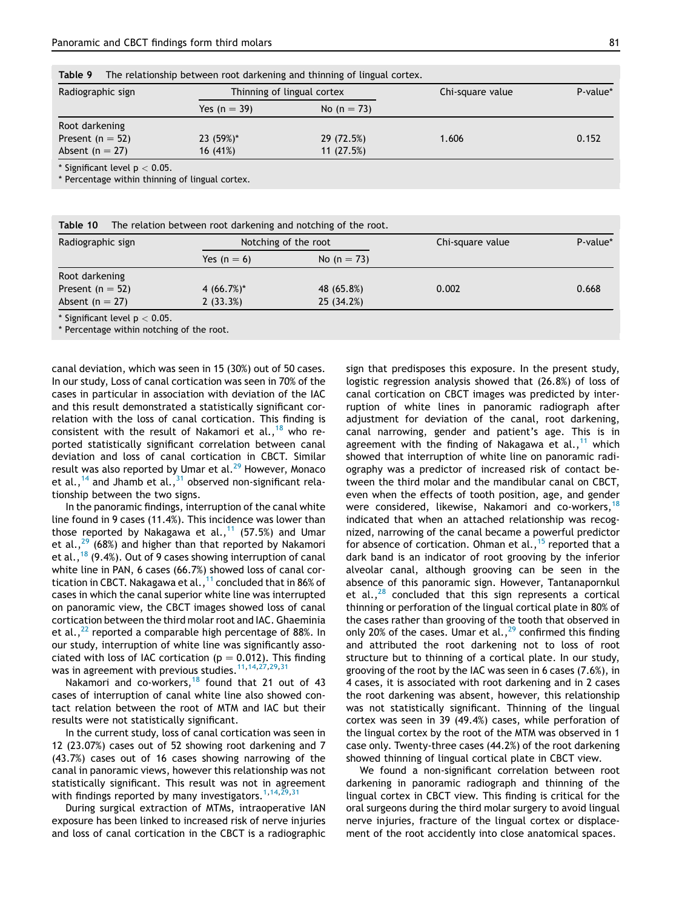**Table 9** The relationship between root darkening and thinning of lingual cortex.

| Radiographic sign | Thinning of lingual cortex | | Chi-square value | P-value* |
|---|---|---|---|---|
| | Yes (n = 39) | No (n = 73) | | |
| Root darkening | | | | |
| Present (n = 52) | 23 (59%)* | 29 (72.5%) | 1.606 | 0.152 |
| Absent (n = 27) | 16 (41%) | 11 (27.5%) | | |

* Significant level $p < 0.05$.
* Percentage within thinning of lingual cortex.

**Table 10** The relation between root darkening and notching of the root.

| Radiographic sign | Notching of the root | | Chi-square value | P-value* |
|---|---|---|---|---|
| | Yes (n = 6) | No (n = 73) | | |
| Root darkening | | | | |
| Present (n = 52) | 4 (66.7%)* | 48 (65.8%) | 0.002 | 0.668 |
| Absent (n = 27) | 2 (33.3%) | 25 (34.2%) | | |

* Significant level $p < 0.05$.
* Percentage within notching of the root.

canal deviation, which was seen in 15 (30%) out of 50 cases. In our study, Loss of canal cortication was seen in 70% of the cases in particular in association with deviation of the IAC and this result demonstrated a statistically significant correlation with the loss of canal cortication. This finding is consistent with the result of Nakamori et al.,[18] who reported statistically significant correlation between canal deviation and loss of canal cortication in CBCT. Similar result was also reported by Umar et al.[29] However, Monaco et al.,[14] and Jhamb et al.,[31] observed non-significant relationship between the two signs.

In the panoramic findings, interruption of the canal white line found in 9 cases (11.4%). This incidence was lower than those reported by Nakagawa et al.,[11] (57.5%) and Umar et al.,[29] (68%) and higher than that reported by Nakamori et al.,[18] (9.4%). Out of 9 cases showing interruption of canal white line in PAN, 6 cases (66.7%) showed loss of canal cortication in CBCT. Nakagawa et al.,[11] concluded that in 86% of cases in which the canal superior white line was interrupted on panoramic view, the CBCT images showed loss of canal cortication between the third molar root and IAC. Ghaeminia et al.,[22] reported a comparable high percentage of 88%. In our study, interruption of white line was significantly associated with loss of IAC cortication ($p = 0.012$). This finding was in agreement with previous studies.[11,14,27,29,31]

Nakamori and co-workers,[18] found that 21 out of 43 cases of interruption of canal white line also showed contact relation between the root of MTM and IAC but their results were not statistically significant.

In the current study, loss of canal cortication was seen in 12 (23.07%) cases out of 52 showing root darkening and 7 (43.7%) cases out of 16 cases showing narrowing of the canal in panoramic views, however this relationship was not statistically significant. This result was not in agreement with findings reported by many investigators.[1,14,29,31]

During surgical extraction of MTMs, intraoperative IAN exposure has been linked to increased risk of nerve injuries and loss of canal cortication in the CBCT is a radiographic sign that predisposes this exposure. In the present study, logistic regression analysis showed that (26.8%) of loss of canal cortication on CBCT images was predicted by interruption of white lines in panoramic radiograph after adjustment for deviation of the canal, root darkening, canal narrowing, gender and patient's age. This is in agreement with the finding of Nakagawa et al.,[11] which showed that interruption of white line on panoramic radiography was a predictor of increased risk of contact between the third molar and the mandibular canal on CBCT, even when the effects of tooth position, age, and gender were considered, likewise, Nakamori and co-workers,[18] indicated that when an attached relationship was recognized, narrowing of the canal became a powerful predictor for absence of cortication. Ohman et al.,[15] reported that a dark band is an indicator of root grooving by the inferior alveolar canal, although grooving can be seen in the absence of this panoramic sign. However, Tantanapornkul et al.,[28] concluded that this sign represents a cortical thinning or perforation of the lingual cortical plate in 80% of the cases rather than grooving of the tooth that observed in only 20% of the cases. Umar et al.,[29] confirmed this finding and attributed the root darkening not to loss of root structure but to thinning of a cortical plate. In our study, grooving of the root by the IAC was seen in 6 cases (7.6%), in 4 cases, it is associated with root darkening and in 2 cases the root darkening was absent, however, this relationship was not statistically significant. Thinning of the lingual cortex was seen in 39 (49.4%) cases, while perforation of the lingual cortex by the root of the MTM was observed in 1 case only. Twenty-three cases (44.2%) of the root darkening showed thinning of lingual cortical plate in CBCT view.

We found a non-significant correlation between root darkening in panoramic radiograph and thinning of the lingual cortex in CBCT view. This finding is critical for the oral surgeons during the third molar surgery to avoid lingual nerve injuries, fracture of the lingual cortex or displacement of the root accidently into close anatomical spaces.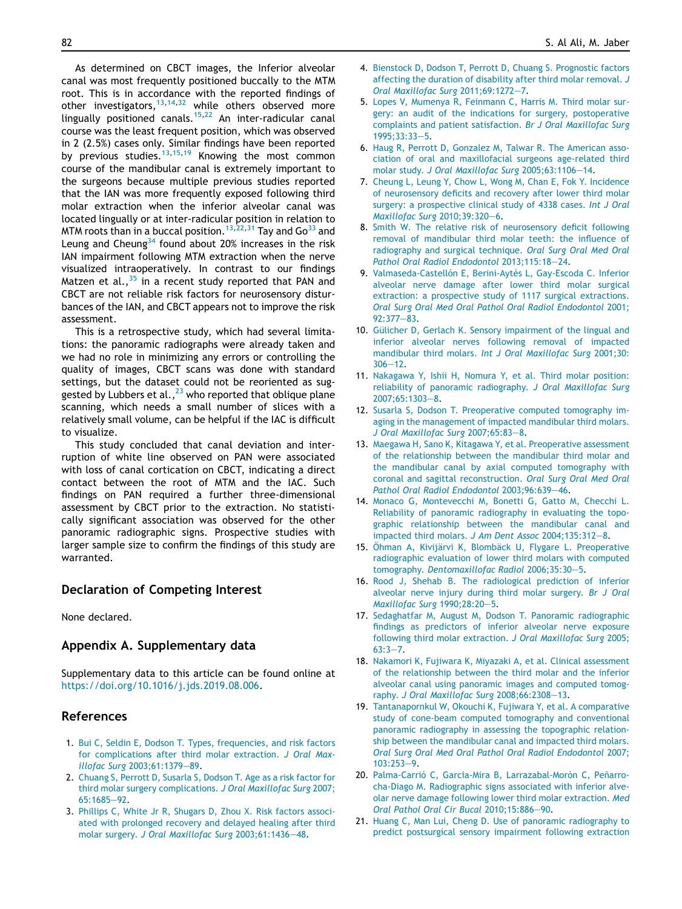As determined on CBCT images, the Inferior alveolar canal was most frequently positioned buccally to the MTM root. This is in accordance with the reported findings of other investigators,[13,14,32] while others observed more lingually positioned canals.[15,22] An inter-radicular canal course was the least frequent position, which was observed in 2 (2.5%) cases only. Similar findings have been reported by previous studies.[13,15,19] Knowing the most common course of the mandibular canal is extremely important to the surgeons because multiple previous studies reported that the IAN was more frequently exposed following third molar extraction when the inferior alveolar canal was located lingually or at inter-radicular position in relation to MTM roots than in a buccal position.[13,22,31] Tay and Go[33] and Leung and Cheung[34] found about 20% increases in the risk IAN impairment following MTM extraction when the nerve visualized intraoperatively. In contrast to our findings Matzen et al.,[35] in a recent study reported that PAN and CBCT are not reliable risk factors for neurosensory disturbances of the IAN, and CBCT appears not to improve the risk assessment.

This is a retrospective study, which had several limitations: the panoramic radiographs were already taken and we had no role in minimizing any errors or controlling the quality of images, CBCT scans was done with standard settings, but the dataset could not be reoriented as suggested by Lubbers et al.,[23] who reported that oblique plane scanning, which needs a small number of slices with a relatively small volume, can be helpful if the IAC is difficult to visualize.

This study concluded that canal deviation and interruption of white line observed on PAN were associated with loss of canal cortication on CBCT, indicating a direct contact between the root of MTM and the IAC. Such findings on PAN required a further three-dimensional assessment by CBCT prior to the extraction. No statistically significant association was observed for the other panoramic radiographic signs. Prospective studies with larger sample size to confirm the findings of this study are warranted.

## Declaration of Competing Interest

None declared.

## Appendix A. Supplementary data

Supplementary data to this article can be found online at https://doi.org/10.1016/j.jds.2019.08.006.

## References

1. Bui C, Seldin E, Dodson T. Types, frequencies, and risk factors for complications after third molar extraction. *J Oral Maxillofac Surg* 2003;61:1379–89.
2. Chuang S, Perrott D, Susarla S, Dodson T. Age as a risk factor for third molar surgery complications. *J Oral Maxillofac Surg* 2007;65:1685–92.
3. Phillips C, White Jr R, Shugars D, Zhou X. Risk factors associated with prolonged recovery and delayed healing after third molar surgery. *J Oral Maxillofac Surg* 2003;61:1436–48.
4. Bienstock D, Dodson T, Perrott D, Chuang S. Prognostic factors affecting the duration of disability after third molar removal. *J Oral Maxillofac Surg* 2011;69:1272–7.
5. Lopes V, Mumenya R, Feinmann C, Harris M. Third molar surgery: an audit of the indications for surgery, postoperative complaints and patient satisfaction. *Br J Oral Maxillofac Surg* 1995;33:33–5.
6. Haug R, Perrott D, Gonzalez M, Talwar R. The American association of oral and maxillofacial surgeons age-related third molar study. *J Oral Maxillofac Surg* 2005;63:1106–14.
7. Cheung L, Leung Y, Chow L, Wong M, Chan E, Fok Y. Incidence of neurosensory deficits and recovery after lower third molar surgery: a prospective clinical study of 4338 cases. *Int J Oral Maxillofac Surg* 2010;39:320–6.
8. Smith W. The relative risk of neurosensory deficit following removal of mandibular third molar teeth: the influence of radiography and surgical technique. *Oral Surg Oral Med Oral Pathol Oral Radiol Endodontol* 2013;115:18–24.
9. Valmaseda-Castellón E, Berini-Aytés L, Gay-Escoda C. Inferior alveolar nerve damage after lower third molar surgical extraction: a prospective study of 1117 surgical extractions. *Oral Surg Oral Med Oral Pathol Oral Radiol Endodontol* 2001;92:377–83.
10. Gülicher D, Gerlach K. Sensory impairment of the lingual and inferior alveolar nerves following removal of impacted mandibular third molars. *Int J Oral Maxillofac Surg* 2001;30:306–12.
11. Nakagawa Y, Ishii H, Nomura Y, et al. Third molar position: reliability of panoramic radiography. *J Oral Maxillofac Surg* 2007;65:1303–8.
12. Susarla S, Dodson T. Preoperative computed tomography imaging in the management of impacted mandibular third molars. *J Oral Maxillofac Surg* 2007;65:83–8.
13. Maegawa H, Sano K, Kitagawa Y, et al. Preoperative assessment of the relationship between the mandibular third molar and the mandibular canal by axial computed tomography with coronal and sagittal reconstruction. *Oral Surg Oral Med Oral Pathol Oral Radiol Endodontol* 2003;96:639–46.
14. Monaco G, Montevecchi M, Bonetti G, Gatto M, Checchi L. Reliability of panoramic radiography in evaluating the topographic relationship between the mandibular canal and impacted third molars. *J Am Dent Assoc* 2004;135:312–8.
15. Öhman A, Kivijärvi K, Blombäck U, Flygare L. Preoperative radiographic evaluation of lower third molars with computed tomography. *Dentomaxillofac Radiol* 2006;35:30–5.
16. Rood J, Shehab B. The radiological prediction of inferior alveolar nerve injury during third molar surgery. *Br J Oral Maxillofac Surg* 1990;28:20–5.
17. Sedaghatfar M, August M, Dodson T. Panoramic radiographic findings as predictors of inferior alveolar nerve exposure following third molar extraction. *J Oral Maxillofac Surg* 2005;63:3–7.
18. Nakamori K, Fujiwara K, Miyazaki A, et al. Clinical assessment of the relationship between the third molar and the inferior alveolar canal using panoramic images and computed tomography. *J Oral Maxillofac Surg* 2008;66:2308–13.
19. Tantanapornkul W, Okouchi K, Fujiwara Y, et al. A comparative study of cone-beam computed tomography and conventional panoramic radiography in assessing the topographic relationship between the mandibular canal and impacted third molars. *Oral Surg Oral Med Oral Pathol Oral Radiol Endodontol* 2007;103:253–9.
20. Palma-Carrió C, García-Mira B, Larrazabal-Morón C, Peñarrocha-Diago M. Radiographic signs associated with inferior alveolar nerve damage following lower third molar extraction. *Med Oral Pathol Oral Cir Bucal* 2010;15:886–90.
21. Huang C, Man Lui, Cheng D. Use of panoramic radiography to predict postsurgical sensory impairment following extraction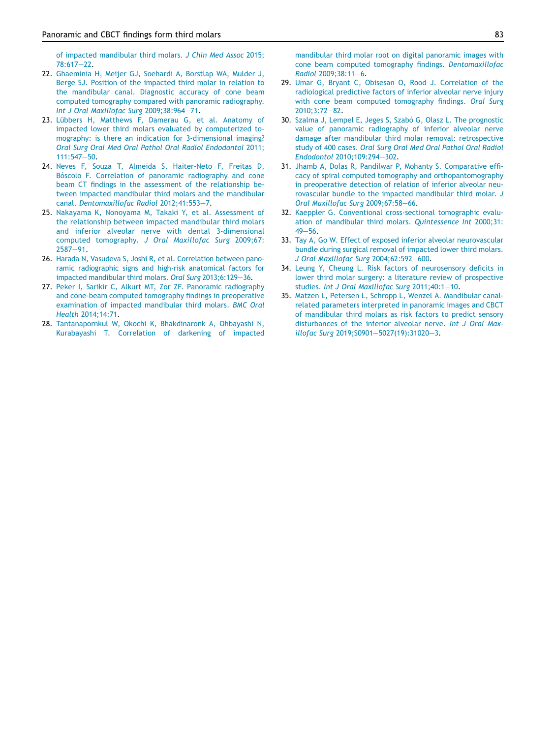of impacted mandibular third molars. *J Chin Med Assoc* 2015; 78:617—22.

22. Ghaeminia H, Meijer GJ, Soehardi A, Borstlap WA, Mulder J, Berge SJ. Position of the impacted third molar in relation to the mandibular canal. Diagnostic accuracy of cone beam computed tomography compared with panoramic radiography. *Int J Oral Maxillofac Surg* 2009;38:964—71.
23. Lübbers H, Matthews F, Damerau G, et al. Anatomy of impacted lower third molars evaluated by computerized tomography: is there an indication for 3-dimensional imaging? *Oral Surg Oral Med Oral Pathol Oral Radiol Endodontol* 2011; 111:547—50.
24. Neves F, Souza T, Almeida S, Haiter-Neto F, Freitas D, Bóscolo F. Correlation of panoramic radiography and cone beam CT findings in the assessment of the relationship between impacted mandibular third molars and the mandibular canal. *Dentomaxillofac Radiol* 2012;41:553—7.
25. Nakayama K, Nonoyama M, Takaki Y, et al. Assessment of the relationship between impacted mandibular third molars and inferior alveolar nerve with dental 3-dimensional computed tomography. *J Oral Maxillofac Surg* 2009;67: 2587—91.
26. Harada N, Vasudeva S, Joshi R, et al. Correlation between panoramic radiographic signs and high-risk anatomical factors for impacted mandibular third molars. *Oral Surg* 2013;6:129—36.
27. Peker I, Sarikir C, Alkurt MT, Zor ZF. Panoramic radiography and cone-beam computed tomography findings in preoperative examination of impacted mandibular third molars. *BMC Oral Health* 2014;14:71.
28. Tantanapornkul W, Okochi K, Bhakdinaronk A, Ohbayashi N, Kurabayashi T. Correlation of darkening of impacted mandibular third molar root on digital panoramic images with cone beam computed tomography findings. *Dentomaxillofac Radiol* 2009;38:11—6.
29. Umar G, Bryant C, Obisesan O, Rood J. Correlation of the radiological predictive factors of inferior alveolar nerve injury with cone beam computed tomography findings. *Oral Surg* 2010;3:72—82.
30. Szalma J, Lempel E, Jeges S, Szabó G, Olasz L. The prognostic value of panoramic radiography of inferior alveolar nerve damage after mandibular third molar removal: retrospective study of 400 cases. *Oral Surg Oral Med Oral Pathol Oral Radiol Endodontol* 2010;109:294—302.
31. Jhamb A, Dolas R, Pandilwar P, Mohanty S. Comparative efficacy of spiral computed tomography and orthopantomography in preoperative detection of relation of inferior alveolar neurovascular bundle to the impacted mandibular third molar. *J Oral Maxillofac Surg* 2009;67:58—66.
32. Kaeppler G. Conventional cross-sectional tomographic evaluation of mandibular third molars. *Quintessence Int* 2000;31: 49—56.
33. Tay A, Go W. Effect of exposed inferior alveolar neurovascular bundle during surgical removal of impacted lower third molars. *J Oral Maxillofac Surg* 2004;62:592—600.
34. Leung Y, Cheung L. Risk factors of neurosensory deficits in lower third molar surgery: a literature review of prospective studies. *Int J Oral Maxillofac Surg* 2011;40:1—10.
35. Matzen L, Petersen L, Schropp L, Wenzel A. Mandibular canal-related parameters interpreted in panoramic images and CBCT of mandibular third molars as risk factors to predict sensory disturbances of the inferior alveolar nerve. *Int J Oral Maxillofac Surg* 2019;S0901—5027(19):31020—3.